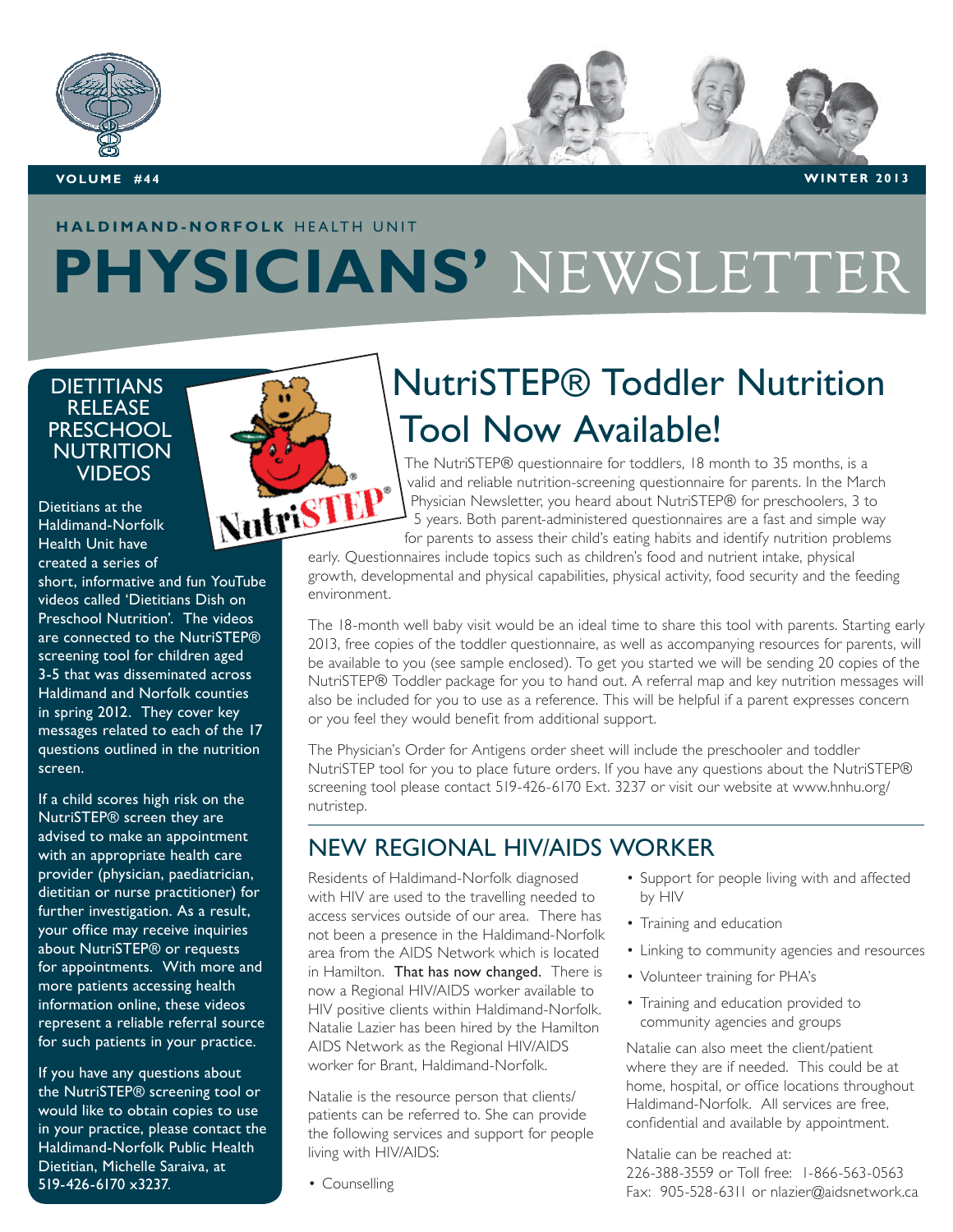VOLUME #44 WINTER 2013

**HALDIMAND-NORFOLK** HEALTH UNIT

# PHYSICIANS' NEWSLETTER

## DIETITIANS RELEASE PRESCHOOL NUTRITION VIDEOS

Dietitians at the Haldimand-Norfolk Health Unit have created a series of short, informative and fun YouTube videos called 'Dietitians Dish on Preschool Nutrition'. The videos are connected to the NutriSTEP® screening tool for children aged 3-5 that was disseminated across Haldimand and Norfolk counties in spring 2012. They cover key messages related to each of the 17 questions outlined in the nutrition screen.

If a child scores high risk on the NutriSTEP® screen they are advised to make an appointment with an appropriate health care provider (physician, paediatrician, dietitian or nurse practitioner) for further investigation. As a result, your office may receive inquiries about NutriSTEP® or requests for appointments. With more and more patients accessing health information online, these videos represent a reliable referral source for such patients in your practice.

If you have any questions about the NutriSTEP® screening tool or would like to obtain copies to use in your practice, please contact the Haldimand-Norfolk Public Health Dietitian, Michelle Saraiva, at 519-426-6170 x3237.

## NutriSTEP® Toddler Nutrition Tool Now Available!

The NutriSTEP® questionnaire for toddlers, 18 month to 35 months, is a valid and reliable nutrition-screening questionnaire for parents. In the March Physician Newsletter, you heard about NutriSTEP® for preschoolers, 3 to 5 years. Both parent-administered questionnaires are a fast and simple way for parents to assess their child's eating habits and identify nutrition problems early. Questionnaires include topics such as children's food and nutrient intake, physical growth, developmental and physical capabilities, physical activity, food security and the feeding environment.

The 18-month well baby visit would be an ideal time to share this tool with parents. Starting early 2013, free copies of the toddler questionnaire, as well as accompanying resources for parents, will be available to you (see sample enclosed). To get you started we will be sending 20 copies of the NutriSTEP® Toddler package for you to hand out. A referral map and key nutrition messages will also be included for you to use as a reference. This will be helpful if a parent expresses concern or you feel they would benefit from additional support.

The Physician's Order for Antigens order sheet will include the preschooler and toddler NutriSTEP tool for you to place future orders. If you have any questions about the NutriSTEP® screening tool please contact 519-426-6170 Ext. 3237 or visit our website at www.hnhu.org/nutristep.

## NEW REGIONAL HIV/AIDS WORKER

Residents of Haldimand-Norfolk diagnosed with HIV are used to the travelling needed to access services outside of our area. There has not been a presence in the Haldimand-Norfolk area from the AIDS Network which is located in Hamilton. **That has now changed.** There is now a Regional HIV/AIDS worker available to HIV positive clients within Haldimand-Norfolk. Natalie Lazier has been hired by the Hamilton AIDS Network as the Regional HIV/AIDS worker for Brant, Haldimand-Norfolk.

Natalie is the resource person that clients/patients can be referred to. She can provide the following services and support for people living with HIV/AIDS:

- Counselling
- Support for people living with and affected by HIV
- Training and education
- Linking to community agencies and resources
- Volunteer training for PHA's
- Training and education provided to community agencies and groups

Natalie can also meet the client/patient where they are if needed. This could be at home, hospital, or office locations throughout Haldimand-Norfolk. All services are free, confidential and available by appointment.

Natalie can be reached at:
226-388-3559 or Toll free: 1-866-563-0563
Fax: 905-528-6311 or nlazier@aidsnetwork.ca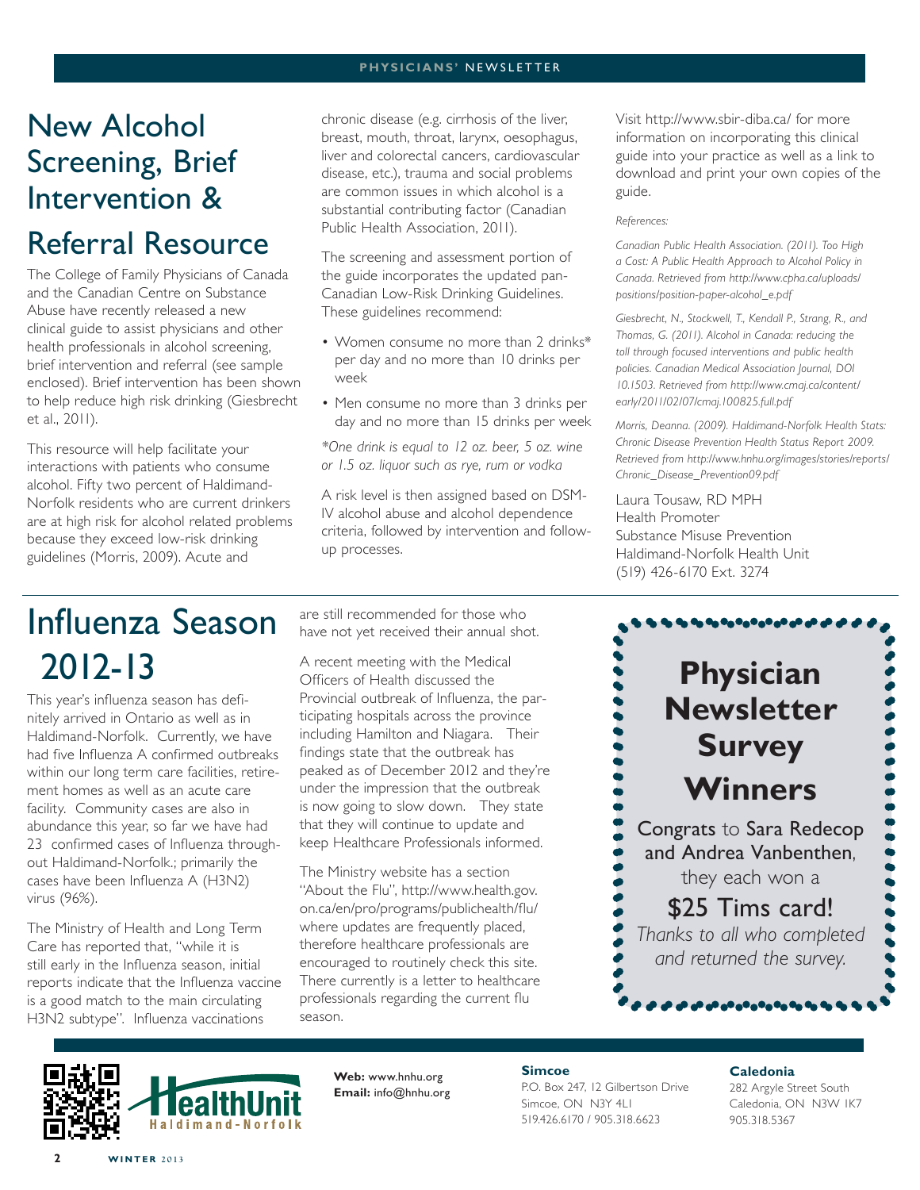# New Alcohol Screening, Brief Intervention & Referral Resource

The College of Family Physicians of Canada and the Canadian Centre on Substance Abuse have recently released a new clinical guide to assist physicians and other health professionals in alcohol screening, brief intervention and referral (see sample enclosed). Brief intervention has been shown to help reduce high risk drinking (Giesbrecht et al., 2011).

This resource will help facilitate your interactions with patients who consume alcohol. Fifty two percent of Haldimand-Norfolk residents who are current drinkers are at high risk for alcohol related problems because they exceed low-risk drinking guidelines (Morris, 2009). Acute and chronic disease (e.g. cirrhosis of the liver, breast, mouth, throat, larynx, oesophagus, liver and colorectal cancers, cardiovascular disease, etc.), trauma and social problems are common issues in which alcohol is a substantial contributing factor (Canadian Public Health Association, 2011).

The screening and assessment portion of the guide incorporates the updated pan-Canadian Low-Risk Drinking Guidelines. These guidelines recommend:

- Women consume no more than 2 drinks* per day and no more than 10 drinks per week
- Men consume no more than 3 drinks per day and no more than 15 drinks per week

*\*One drink is equal to 12 oz. beer, 5 oz. wine or 1.5 oz. liquor such as rye, rum or vodka*

A risk level is then assigned based on DSM-IV alcohol abuse and alcohol dependence criteria, followed by intervention and follow-up processes.

Visit http://www.sbir-diba.ca/ for more information on incorporating this clinical guide into your practice as well as a link to download and print your own copies of the guide.

*References:*

*Canadian Public Health Association. (2011). Too High a Cost: A Public Health Approach to Alcohol Policy in Canada. Retrieved from http://www.cpha.ca/uploads/positions/position-paper-alcohol_e.pdf*

*Giesbrecht, N., Stockwell, T., Kendall P., Strang, R., and Thomas, G. (2011). Alcohol in Canada: reducing the toll through focused interventions and public health policies. Canadian Medical Association Journal, DOI 10.1503. Retrieved from http://www.cmaj.ca/content/early/2011/02/07/cmaj.100825.full.pdf*

*Morris, Deanna. (2009). Haldimand-Norfolk Health Stats: Chronic Disease Prevention Health Status Report 2009. Retrieved from http://www.hnhu.org/images/stories/reports/Chronic_Disease_Prevention09.pdf*

Laura Tousaw, RD MPH
Health Promoter
Substance Misuse Prevention
Haldimand-Norfolk Health Unit
(519) 426-6170 Ext. 3274

# Influenza Season 2012-13

This year's influenza season has definitely arrived in Ontario as well as in Haldimand-Norfolk. Currently, we have had five Influenza A confirmed outbreaks within our long term care facilities, retirement homes as well as an acute care facility. Community cases are also in abundance this year, so far we have had 23 confirmed cases of Influenza throughout Haldimand-Norfolk.; primarily the cases have been Influenza A (H3N2) virus (96%).

The Ministry of Health and Long Term Care has reported that, "while it is still early in the Influenza season, initial reports indicate that the Influenza vaccine is a good match to the main circulating H3N2 subtype". Influenza vaccinations are still recommended for those who have not yet received their annual shot.

A recent meeting with the Medical Officers of Health discussed the Provincial outbreak of Influenza, the participating hospitals across the province including Hamilton and Niagara. Their findings state that the outbreak has peaked as of December 2012 and they're under the impression that the outbreak is now going to slow down. They state that they will continue to update and keep Healthcare Professionals informed.

The Ministry website has a section "About the Flu", http://www.health.gov.on.ca/en/pro/programs/publichealth/flu/ where updates are frequently placed, therefore healthcare professionals are encouraged to routinely check this site. There currently is a letter to healthcare professionals regarding the current flu season.

## Physician Newsletter Survey Winners

Congrats to Sara Redecop and Andrea Vanbenthen, they each won a

**$25 Tims card!**

*Thanks to all who completed and returned the survey.*

**Web:** www.hnhu.org
**Email:** info@hnhu.org

**Simcoe**
P.O. Box 247, 12 Gilbertson Drive
Simcoe, ON N3Y 4L1
519.426.6170 / 905.318.6623

**Caledonia**
282 Argyle Street South
Caledonia, ON N3W 1K7
905.318.5367